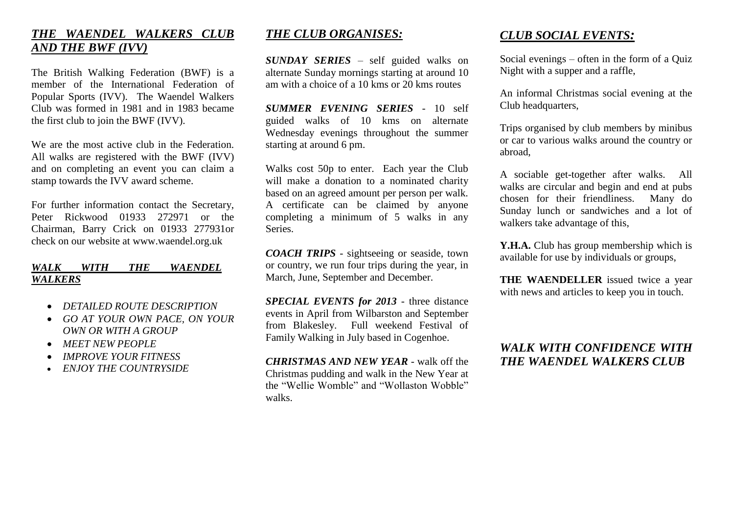## *THE WAENDEL WALKERS CLUB AND THE BWF (IVV)*

The British Walking Federation (BWF) is a member of the International Federation of Popular Sports (IVV). The Waendel Walkers Club was formed in 1981 and in 1983 became the first club to join the BWF (IVV).

We are the most active club in the Federation. All walks are registered with the BWF (IVV) and on completing an event you can claim a stamp towards the IVV award scheme.

For further information contact the Secretary, Peter Rickwood 01933 272971 or the Chairman, Barry Crick on 01933 277931or check on our website at www.waendel.org.uk

### *WALK WITH THE WAENDEL WALKERS*

- *DETAILED ROUTE DESCRIPTION*
- *GO AT YOUR OWN PACE, ON YOUR OWN OR WITH A GROUP*
- *MEET NEW PEOPLE*
- *IMPROVE YOUR FITNESS*
- *ENJOY THE COUNTRYSIDE*

## *THE CLUB ORGANISES:*

***SUNDAY SERIES*** – self guided walks on alternate Sunday mornings starting at around 10 am with a choice of a 10 kms or 20 kms routes

***SUMMER EVENING SERIES*** - 10 self guided walks of 10 kms on alternate Wednesday evenings throughout the summer starting at around 6 pm.

Walks cost 50p to enter. Each year the Club will make a donation to a nominated charity based on an agreed amount per person per walk. A certificate can be claimed by anyone completing a minimum of 5 walks in any Series.

***COACH TRIPS*** - sightseeing or seaside, town or country, we run four trips during the year, in March, June, September and December.

***SPECIAL EVENTS for 2013*** - three distance events in April from Wilbarston and September from Blakesley. Full weekend Festival of Family Walking in July based in Cogenhoe.

***CHRISTMAS AND NEW YEAR*** - walk off the Christmas pudding and walk in the New Year at the "Wellie Womble" and "Wollaston Wobble" walks.

## *CLUB SOCIAL EVENTS:*

Social evenings – often in the form of a Quiz Night with a supper and a raffle,

An informal Christmas social evening at the Club headquarters,

Trips organised by club members by minibus or car to various walks around the country or abroad,

A sociable get-together after walks. All walks are circular and begin and end at pubs chosen for their friendliness. Many do Sunday lunch or sandwiches and a lot of walkers take advantage of this,

**Y.H.A.** Club has group membership which is available for use by individuals or groups,

**THE WAENDELLER** issued twice a year with news and articles to keep you in touch.

### *WALK WITH CONFIDENCE WITH THE WAENDEL WALKERS CLUB*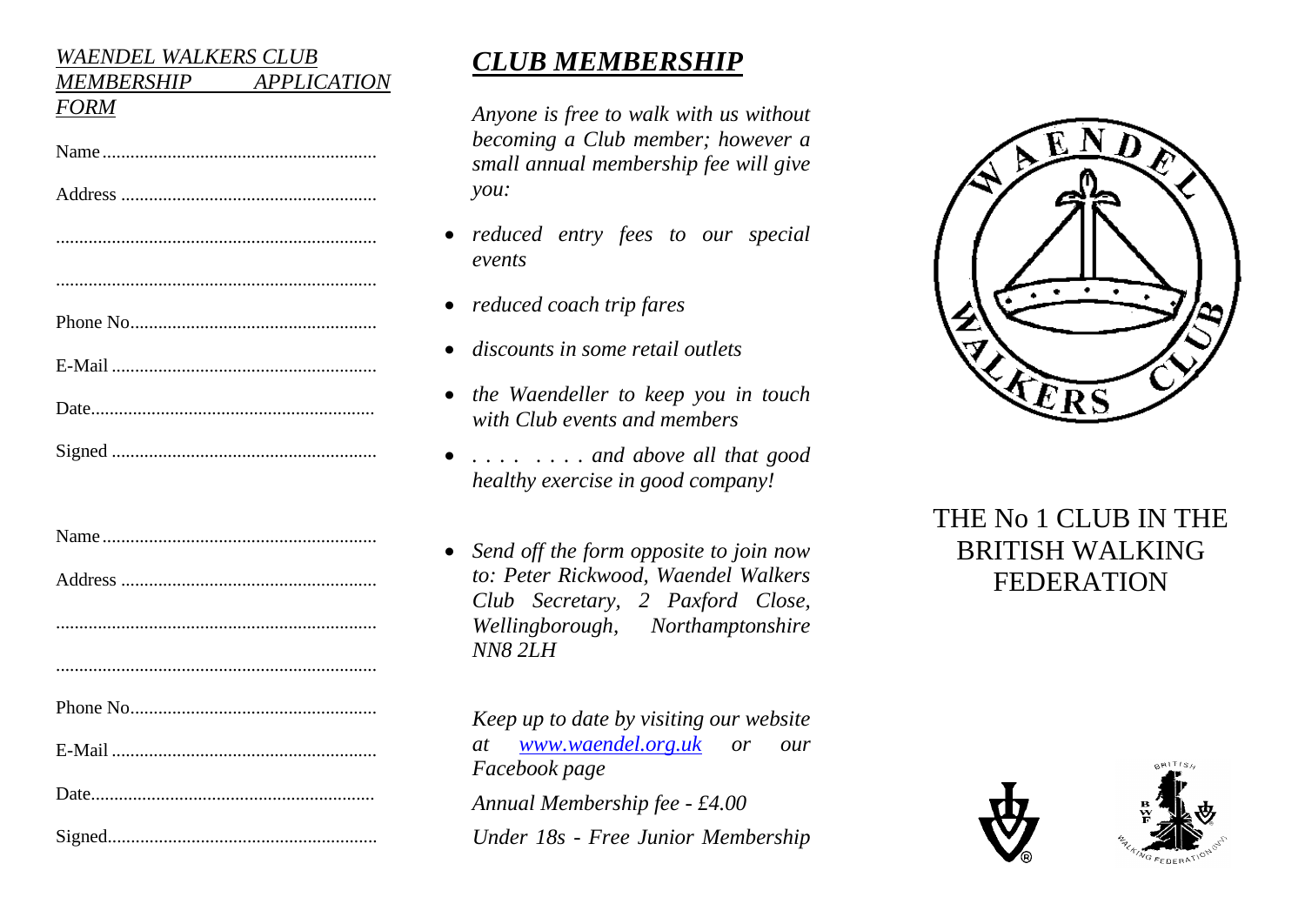*WAENDEL WALKERS CLUB MEMBERSHIP APPLICATION FORM*

Name.............................................................

Address .........................................................

.......................................................................

.......................................................................

Phone No.......................................................

E-Mail ...........................................................

Date...............................................................

Signed ...........................................................

Name.............................................................

Address .........................................................

.......................................................................

.......................................................................

Phone No.......................................................

E-Mail ...........................................................

Date...............................................................

Signed............................................................

## *CLUB MEMBERSHIP*

*Anyone is free to walk with us without becoming a Club member; however a small annual membership fee will give you:*

- *reduced entry fees to our special events*
- *reduced coach trip fares*
- *discounts in some retail outlets*
- *the Waendeller to keep you in touch with Club events and members*
- *. . . . . . . . and above all that good healthy exercise in good company!*
- *Send off the form opposite to join now to: Peter Rickwood, Waendel Walkers Club Secretary, 2 Paxford Close, Wellingborough, Northamptonshire NN8 2LH*

*Keep up to date by visiting our website at [www.waendel.org.uk](http://www.waendel.org.uk) or our Facebook page*

*Annual Membership fee - £4.00*

*Under 18s - Free Junior Membership*

WAENDEL WALKERS CLUB

THE No 1 CLUB IN THE BRITISH WALKING FEDERATION

BRITISH WALKING FEDERATION (IVV)